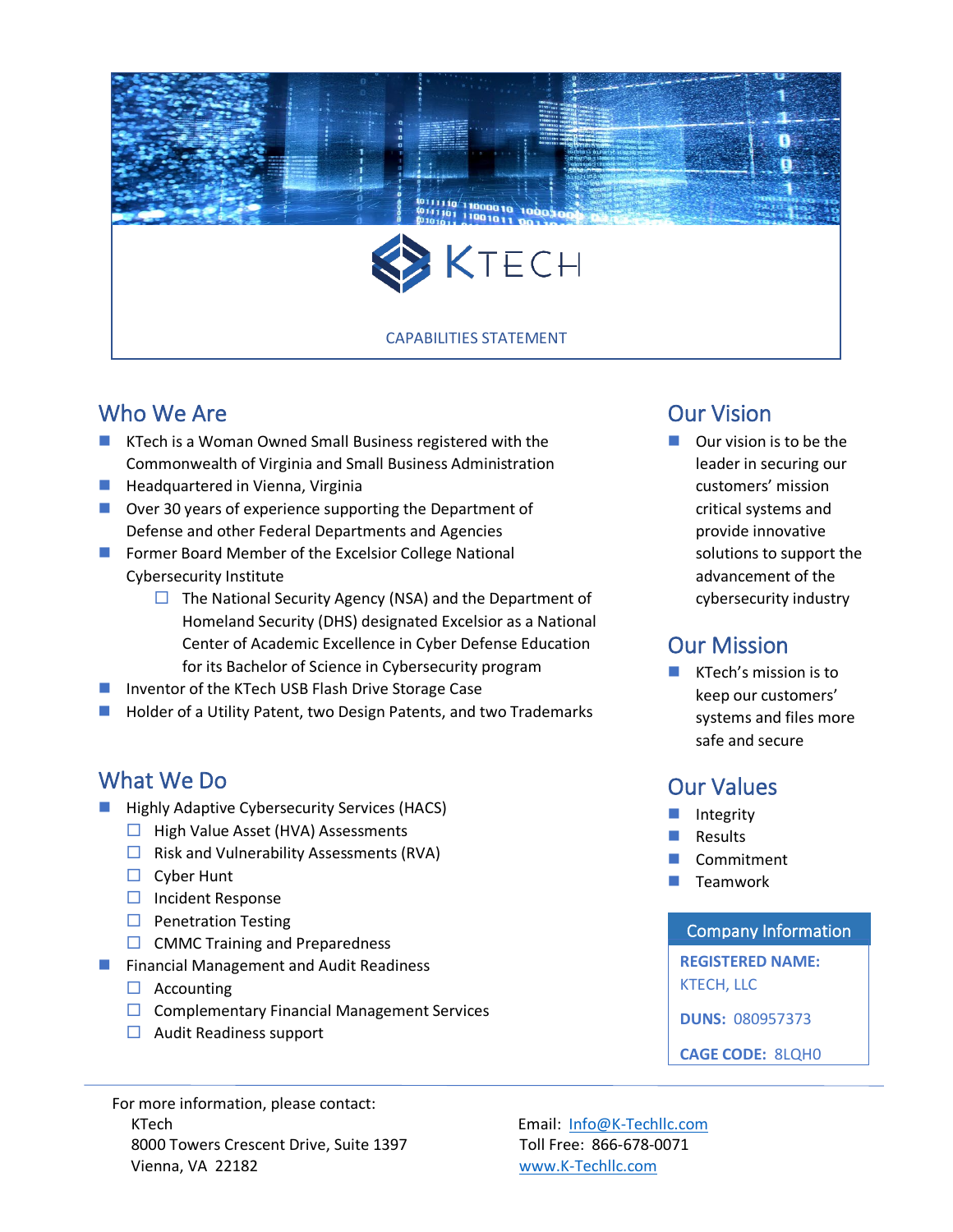# KTECH

CAPABILITIES STATEMENT

## Who We Are

- KTech is a Woman Owned Small Business registered with the Commonwealth of Virginia and Small Business Administration
- Headquartered in Vienna, Virginia
- Over 30 years of experience supporting the Department of Defense and other Federal Departments and Agencies
- Former Board Member of the Excelsior College National Cybersecurity Institute
  - The National Security Agency (NSA) and the Department of Homeland Security (DHS) designated Excelsior as a National Center of Academic Excellence in Cyber Defense Education for its Bachelor of Science in Cybersecurity program
- Inventor of the KTech USB Flash Drive Storage Case
- Holder of a Utility Patent, two Design Patents, and two Trademarks

## What We Do

- Highly Adaptive Cybersecurity Services (HACS)
  - High Value Asset (HVA) Assessments
  - Risk and Vulnerability Assessments (RVA)
  - Cyber Hunt
  - Incident Response
  - Penetration Testing
  - CMMC Training and Preparedness
- Financial Management and Audit Readiness
  - Accounting
  - Complementary Financial Management Services
  - Audit Readiness support

## Our Vision

- Our vision is to be the leader in securing our customers' mission critical systems and provide innovative solutions to support the advancement of the cybersecurity industry

## Our Mission

- KTech's mission is to keep our customers' systems and files more safe and secure

## Our Values

- Integrity
- Results
- Commitment
- Teamwork

### Company Information

**REGISTERED NAME:** KTECH, LLC

**DUNS:** 080957373

**CAGE CODE:** 8LQH0

For more information, please contact:

KTech
8000 Towers Crescent Drive, Suite 1397
Vienna, VA 22182

Email: Info@K-Techllc.com
Toll Free: 866-678-0071
www.K-Techllc.com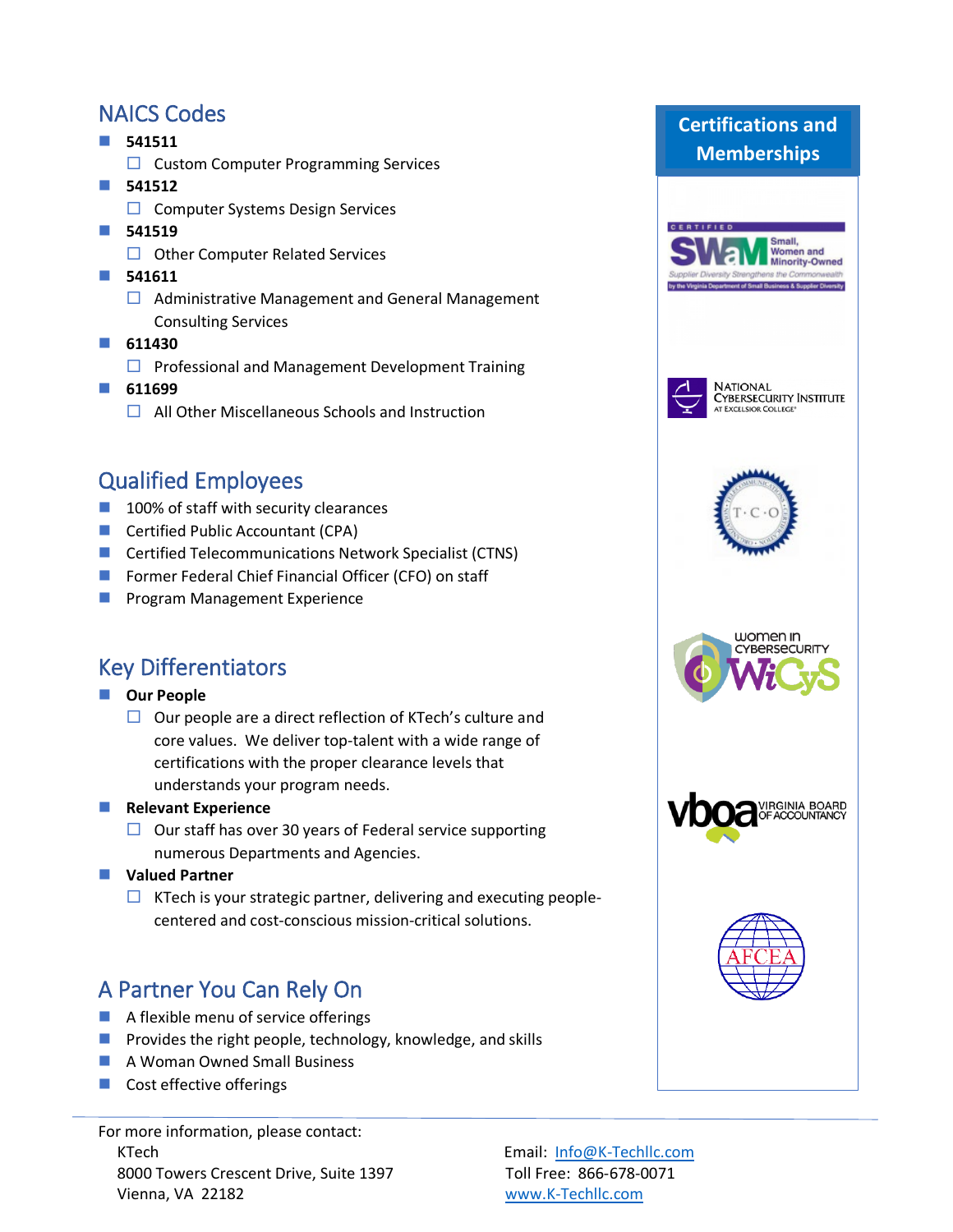## NAICS Codes

- **541511**
  - Custom Computer Programming Services
- **541512**
  - Computer Systems Design Services
- **541519**
  - Other Computer Related Services
- **541611**
  - Administrative Management and General Management Consulting Services
- **611430**
  - Professional and Management Development Training
- **611699**
  - All Other Miscellaneous Schools and Instruction

## Qualified Employees

- 100% of staff with security clearances
- Certified Public Accountant (CPA)
- Certified Telecommunications Network Specialist (CTNS)
- Former Federal Chief Financial Officer (CFO) on staff
- Program Management Experience

## Key Differentiators

- **Our People**
  - Our people are a direct reflection of KTech's culture and core values. We deliver top-talent with a wide range of certifications with the proper clearance levels that understands your program needs.
- **Relevant Experience**
  - Our staff has over 30 years of Federal service supporting numerous Departments and Agencies.
- **Valued Partner**
  - KTech is your strategic partner, delivering and executing people-centered and cost-conscious mission-critical solutions.

## A Partner You Can Rely On

- A flexible menu of service offerings
- Provides the right people, technology, knowledge, and skills
- A Woman Owned Small Business
- Cost effective offerings

## Certifications and Memberships

CERTIFIED SWaM Small, Women and Minority-Owned
Supplier Diversity Strengthens the Commonwealth
by the Virginia Department of Small Business & Supplier Diversity

National Cybersecurity Institute at Excelsior College

T·C·O

Women in Cybersecurity WiCyS

vboa Virginia Board of Accountancy

AFCEA

For more information, please contact:

KTech
8000 Towers Crescent Drive, Suite 1397
Vienna, VA 22182

Email: Info@K-Techllc.com
Toll Free: 866-678-0071
www.K-Techllc.com